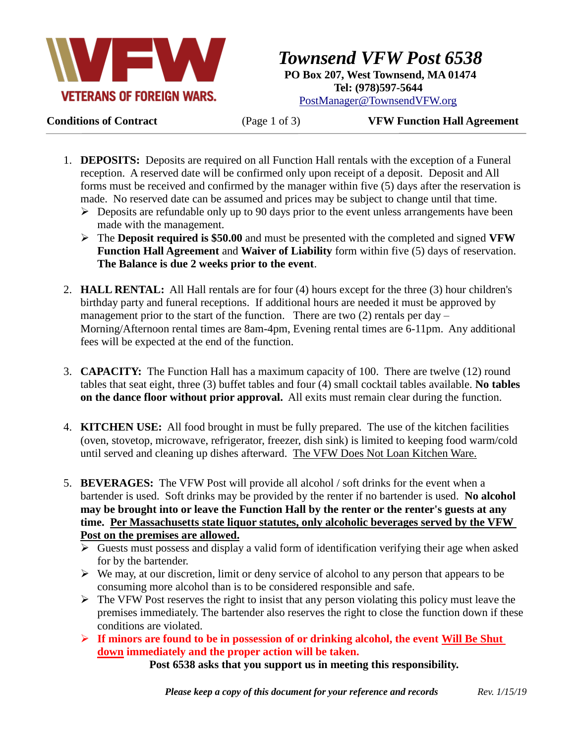# Townsend VFW Post 6538

**PO Box 207, West Townsend, MA 01474**
**Tel: (978)597-5644**
PostManager@TownsendVFW.org

**Conditions of Contract** | **VFW Function Hall Agreement**

1. **DEPOSITS:** Deposits are required on all Function Hall rentals with the exception of a Funeral reception. A reserved date will be confirmed only upon receipt of a deposit. Deposit and All forms must be received and confirmed by the manager within five (5) days after the reservation is made. No reserved date can be assumed and prices may be subject to change until that time.
   - Deposits are refundable only up to 90 days prior to the event unless arrangements have been made with the management.
   - The **Deposit required is $50.00** and must be presented with the completed and signed **VFW Function Hall Agreement** and **Waiver of Liability** form within five (5) days of reservation. **The Balance is due 2 weeks prior to the event**.

2. **HALL RENTAL:** All Hall rentals are for four (4) hours except for the three (3) hour children's birthday party and funeral receptions. If additional hours are needed it must be approved by management prior to the start of the function. There are two (2) rentals per day – Morning/Afternoon rental times are 8am-4pm, Evening rental times are 6-11pm. Any additional fees will be expected at the end of the function.

3. **CAPACITY:** The Function Hall has a maximum capacity of 100. There are twelve (12) round tables that seat eight, three (3) buffet tables and four (4) small cocktail tables available. **No tables on the dance floor without prior approval.** All exits must remain clear during the function.

4. **KITCHEN USE:** All food brought in must be fully prepared. The use of the kitchen facilities (oven, stovetop, microwave, refrigerator, freezer, dish sink) is limited to keeping food warm/cold until served and cleaning up dishes afterward. The VFW Does Not Loan Kitchen Ware.

5. **BEVERAGES:** The VFW Post will provide all alcohol / soft drinks for the event when a bartender is used. Soft drinks may be provided by the renter if no bartender is used. **No alcohol may be brought into or leave the Function Hall by the renter or the renter's guests at any time. Per Massachusetts state liquor statutes, only alcoholic beverages served by the VFW Post on the premises are allowed.**
   - Guests must possess and display a valid form of identification verifying their age when asked for by the bartender.
   - We may, at our discretion, limit or deny service of alcohol to any person that appears to be consuming more alcohol than is to be considered responsible and safe.
   - The VFW Post reserves the right to insist that any person violating this policy must leave the premises immediately. The bartender also reserves the right to close the function down if these conditions are violated.
   - **If minors are found to be in possession of or drinking alcohol, the event Will Be Shut down immediately and the proper action will be taken.**

**Post 6538 asks that you support us in meeting this responsibility.**

***Please keep a copy of this document for your reference and records*** *Rev. 1/15/19*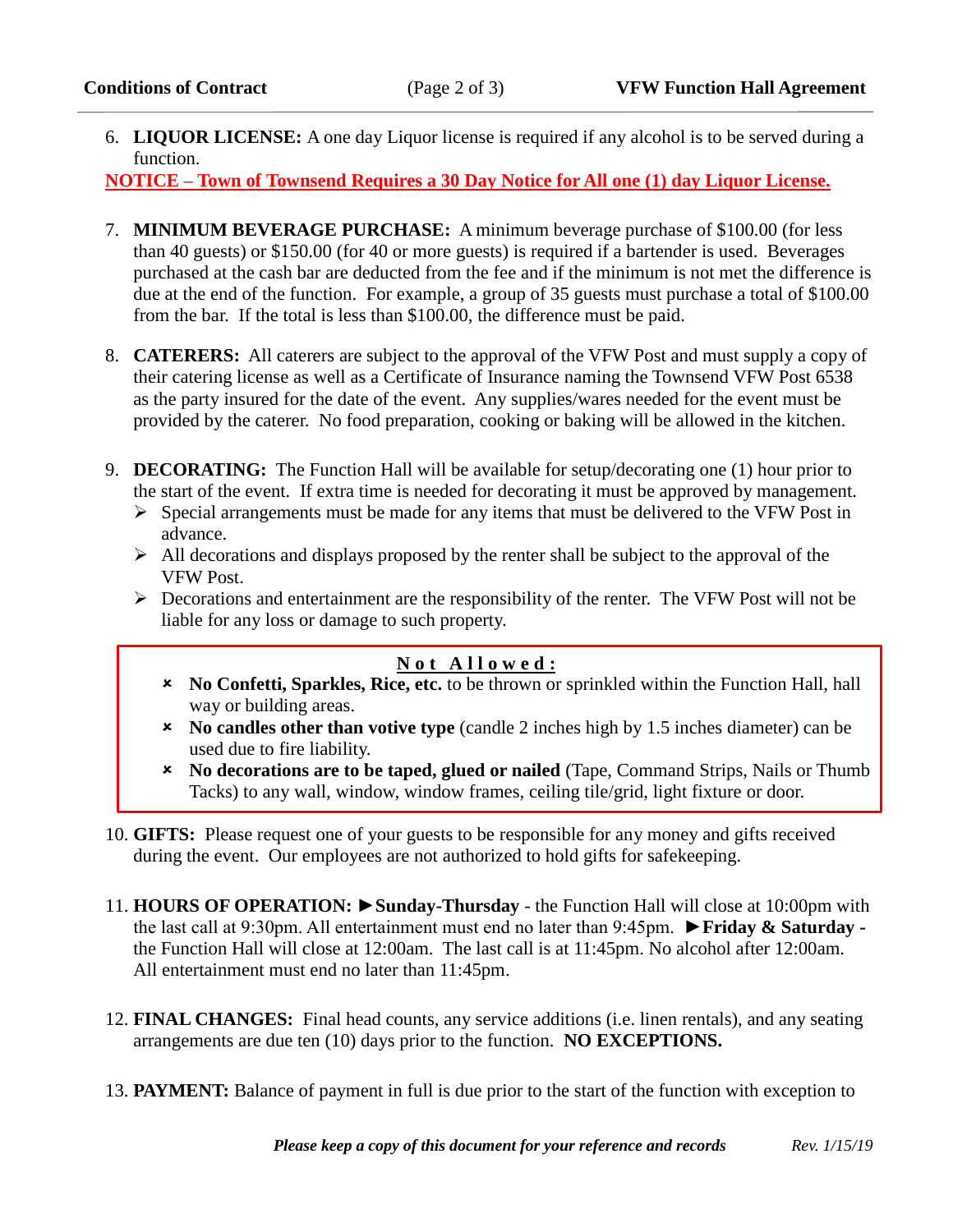6. **LIQUOR LICENSE:** A one day Liquor license is required if any alcohol is to be served during a function.

**NOTICE – Town of Townsend Requires a 30 Day Notice for All one (1) day Liquor License.**

7. **MINIMUM BEVERAGE PURCHASE:** A minimum beverage purchase of $100.00 (for less than 40 guests) or $150.00 (for 40 or more guests) is required if a bartender is used. Beverages purchased at the cash bar are deducted from the fee and if the minimum is not met the difference is due at the end of the function. For example, a group of 35 guests must purchase a total of $100.00 from the bar. If the total is less than $100.00, the difference must be paid.

8. **CATERERS:** All caterers are subject to the approval of the VFW Post and must supply a copy of their catering license as well as a Certificate of Insurance naming the Townsend VFW Post 6538 as the party insured for the date of the event. Any supplies/wares needed for the event must be provided by the caterer. No food preparation, cooking or baking will be allowed in the kitchen.

9. **DECORATING:** The Function Hall will be available for setup/decorating one (1) hour prior to the start of the event. If extra time is needed for decorating it must be approved by management.
   - Special arrangements must be made for any items that must be delivered to the VFW Post in advance.
   - All decorations and displays proposed by the renter shall be subject to the approval of the VFW Post.
   - Decorations and entertainment are the responsibility of the renter. The VFW Post will not be liable for any loss or damage to such property.

**Not Allowed:**

- **No Confetti, Sparkles, Rice, etc.** to be thrown or sprinkled within the Function Hall, hall way or building areas.
- **No candles other than votive type** (candle 2 inches high by 1.5 inches diameter) can be used due to fire liability.
- **No decorations are to be taped, glued or nailed** (Tape, Command Strips, Nails or Thumb Tacks) to any wall, window, window frames, ceiling tile/grid, light fixture or door.

10. **GIFTS:** Please request one of your guests to be responsible for any money and gifts received during the event. Our employees are not authorized to hold gifts for safekeeping.

11. **HOURS OF OPERATION:** ►**Sunday-Thursday** - the Function Hall will close at 10:00pm with the last call at 9:30pm. All entertainment must end no later than 9:45pm. ►**Friday & Saturday** - the Function Hall will close at 12:00am. The last call is at 11:45pm. No alcohol after 12:00am. All entertainment must end no later than 11:45pm.

12. **FINAL CHANGES:** Final head counts, any service additions (i.e. linen rentals), and any seating arrangements are due ten (10) days prior to the function. **NO EXCEPTIONS.**

13. **PAYMENT:** Balance of payment in full is due prior to the start of the function with exception to

***Please keep a copy of this document for your reference and records*** *Rev. 1/15/19*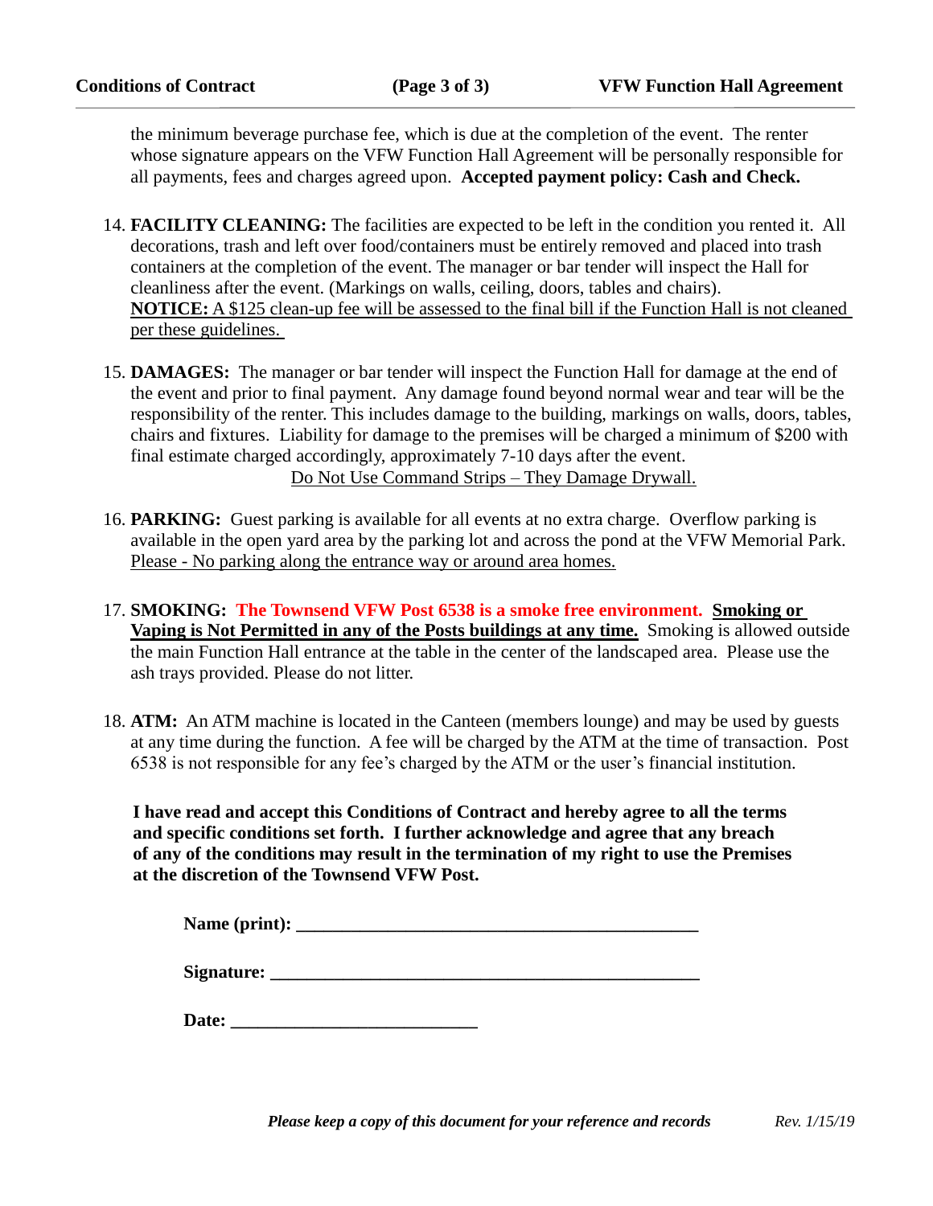the minimum beverage purchase fee, which is due at the completion of the event. The renter whose signature appears on the VFW Function Hall Agreement will be personally responsible for all payments, fees and charges agreed upon. **Accepted payment policy: Cash and Check.**

14. **FACILITY CLEANING:** The facilities are expected to be left in the condition you rented it. All decorations, trash and left over food/containers must be entirely removed and placed into trash containers at the completion of the event. The manager or bar tender will inspect the Hall for cleanliness after the event. (Markings on walls, ceiling, doors, tables and chairs).
    **NOTICE:** A $125 clean-up fee will be assessed to the final bill if the Function Hall is not cleaned per these guidelines.

15. **DAMAGES:** The manager or bar tender will inspect the Function Hall for damage at the end of the event and prior to final payment. Any damage found beyond normal wear and tear will be the responsibility of the renter. This includes damage to the building, markings on walls, doors, tables, chairs and fixtures. Liability for damage to the premises will be charged a minimum of $200 with final estimate charged accordingly, approximately 7-10 days after the event.
    Do Not Use Command Strips – They Damage Drywall.

16. **PARKING:** Guest parking is available for all events at no extra charge. Overflow parking is available in the open yard area by the parking lot and across the pond at the VFW Memorial Park. Please - No parking along the entrance way or around area homes.

17. **SMOKING:** **The Townsend VFW Post 6538 is a smoke free environment.** **Smoking or Vaping is Not Permitted in any of the Posts buildings at any time.** Smoking is allowed outside the main Function Hall entrance at the table in the center of the landscaped area. Please use the ash trays provided. Please do not litter.

18. **ATM:** An ATM machine is located in the Canteen (members lounge) and may be used by guests at any time during the function. A fee will be charged by the ATM at the time of transaction. Post 6538 is not responsible for any fee's charged by the ATM or the user's financial institution.

**I have read and accept this Conditions of Contract and hereby agree to all the terms and specific conditions set forth. I further acknowledge and agree that any breach of any of the conditions may result in the termination of my right to use the Premises at the discretion of the Townsend VFW Post.**

**Name (print):** ____________________________________________

**Signature:** ______________________________________________

**Date:** ___________________________

***Please keep a copy of this document for your reference and records*** *Rev. 1/15/19*